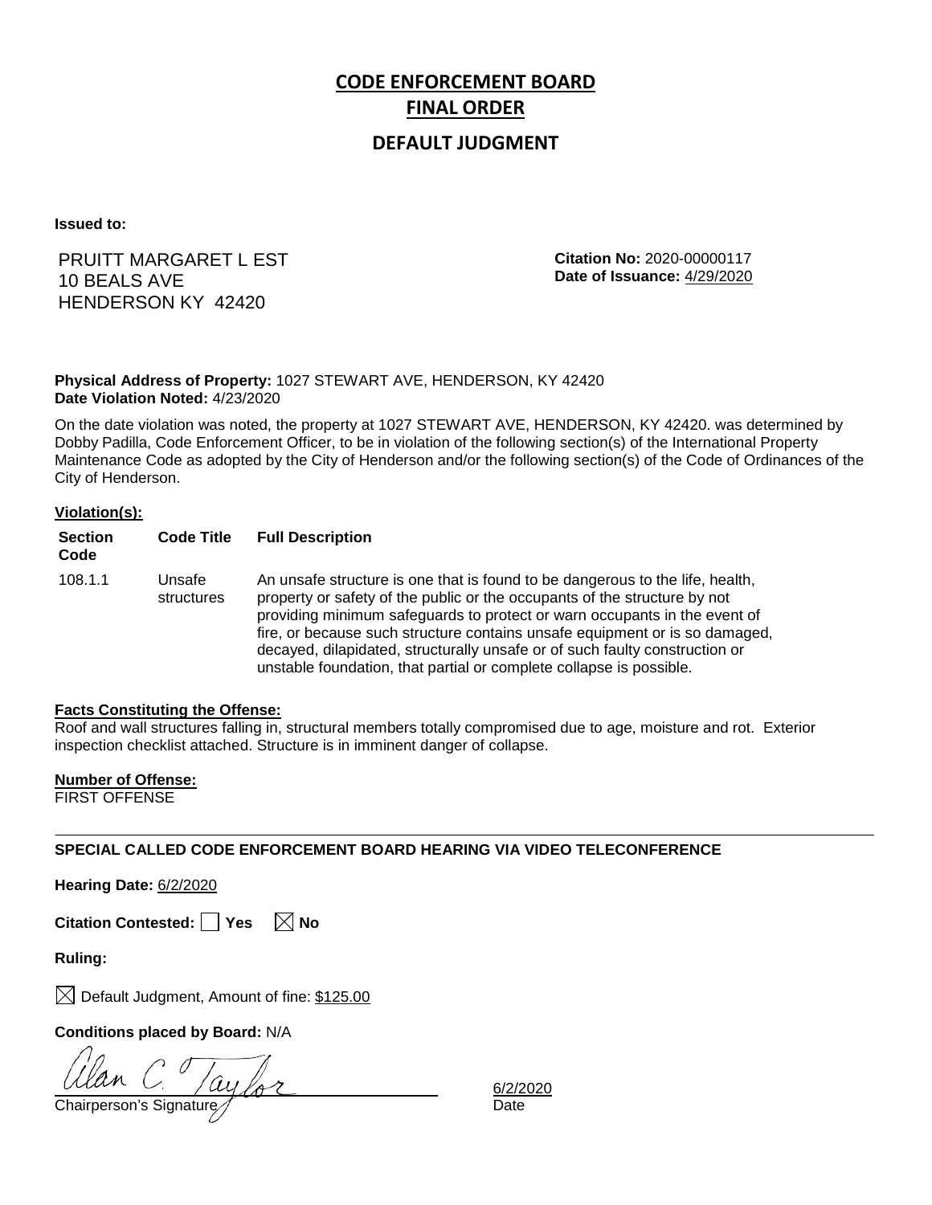# CODE ENFORCEMENT BOARD

## FINAL ORDER

### DEFAULT JUDGMENT

**Issued to:**

PRUITT MARGARET L EST
10 BEALS AVE
HENDERSON KY 42420

**Citation No:** 2020-00000117
**Date of Issuance:** 4/29/2020

**Physical Address of Property:** 1027 STEWART AVE, HENDERSON, KY 42420
**Date Violation Noted:** 4/23/2020

On the date violation was noted, the property at 1027 STEWART AVE, HENDERSON, KY 42420. was determined by Dobby Padilla, Code Enforcement Officer, to be in violation of the following section(s) of the International Property Maintenance Code as adopted by the City of Henderson and/or the following section(s) of the Code of Ordinances of the City of Henderson.

**Violation(s):**

| Section Code | Code Title | Full Description |
|---|---|---|
| 108.1.1 | Unsafe structures | An unsafe structure is one that is found to be dangerous to the life, health, property or safety of the public or the occupants of the structure by not providing minimum safeguards to protect or warn occupants in the event of fire, or because such structure contains unsafe equipment or is so damaged, decayed, dilapidated, structurally unsafe or of such faulty construction or unstable foundation, that partial or complete collapse is possible. |

**Facts Constituting the Offense:**
Roof and wall structures falling in, structural members totally compromised due to age, moisture and rot. Exterior inspection checklist attached. Structure is in imminent danger of collapse.

**Number of Offense:**
FIRST OFFENSE

---

**SPECIAL CALLED CODE ENFORCEMENT BOARD HEARING VIA VIDEO TELECONFERENCE**

**Hearing Date:** 6/2/2020

**Citation Contested:** ☐ Yes ☒ No

**Ruling:**

☒ Default Judgment, Amount of fine: $125.00

**Conditions placed by Board:** N/A

Alan C. Taylor
Chairperson's Signature

6/2/2020
Date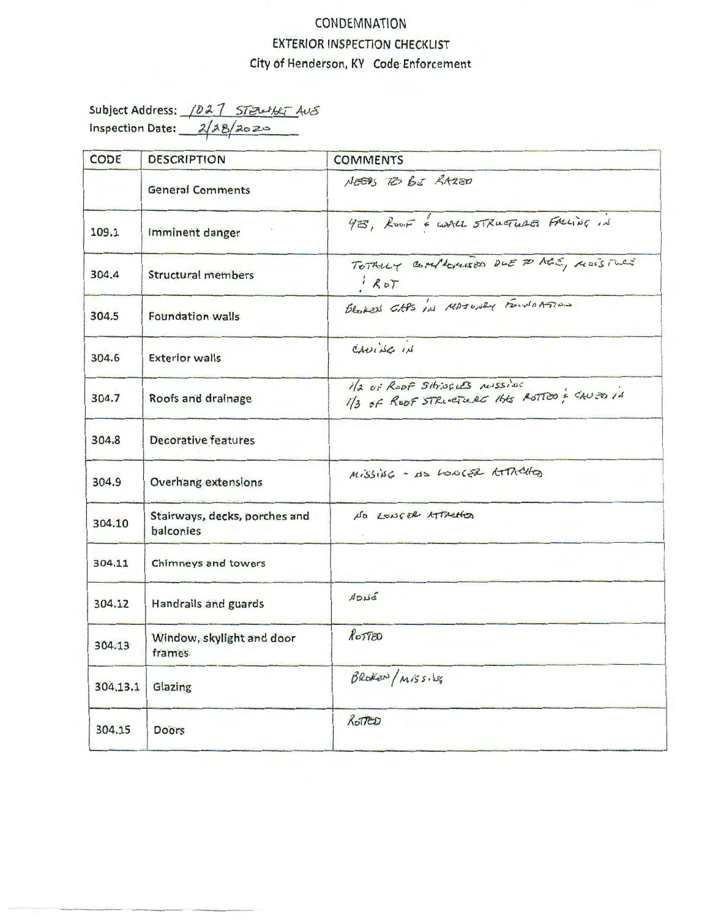# CONDEMNATION

## EXTERIOR INSPECTION CHECKLIST

### City of Henderson, KY Code Enforcement

Subject Address: 1027 STEWART AVE

Inspection Date: 2/28/2020

| CODE | DESCRIPTION | COMMENTS |
| --- | --- | --- |
| | General Comments | NEEDS TO BE RAZED |
| 109.1 | Imminent danger | YES, ROOF & WALL STRUCTURE FALLING IN |
| 304.4 | Structural members | TOTALLY COMPROMISED DUE TO AGE, MOISTURE & ROT |
| 304.5 | Foundation walls | BROKEN GAPS IN MASONRY FOUNDATION |
| 304.6 | Exterior walls | CAVING IN |
| 304.7 | Roofs and drainage | 1/2 OF ROOF SHINGLES MISSING 1/3 OF ROOF STRUCTURE HAS ROTTED & CAVED IN |
| 304.8 | Decorative features | |
| 304.9 | Overhang extensions | MISSING - NO LONGER ATTACHED |
| 304.10 | Stairways, decks, porches and balconies | NO LONGER ATTACHED |
| 304.11 | Chimneys and towers | |
| 304.12 | Handrails and guards | NONE |
| 304.13 | Window, skylight and door frames | ROTTED |
| 304.13.1 | Glazing | BROKEN / MISSING |
| 304.15 | Doors | ROTTED |